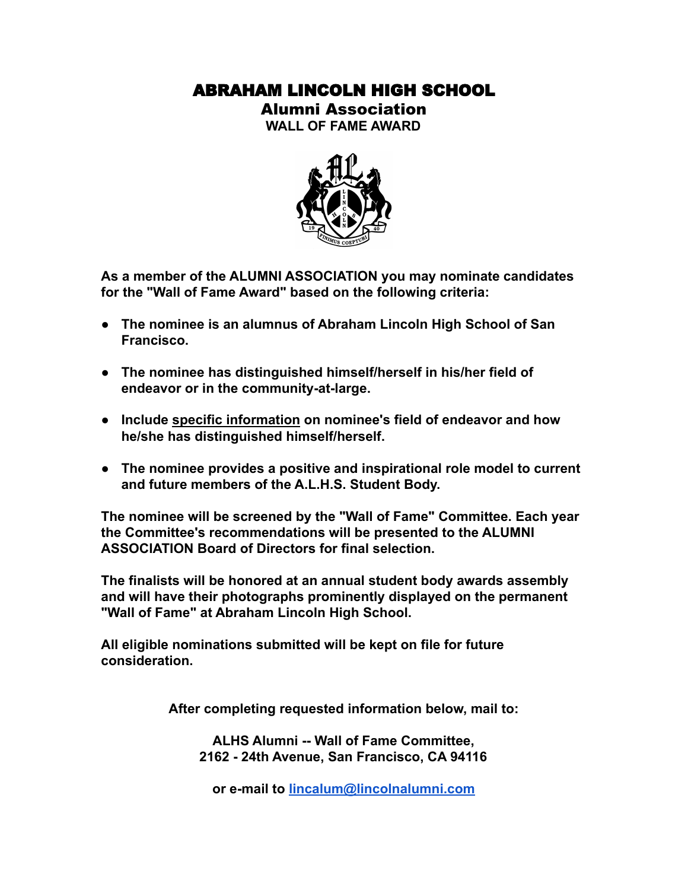# ABRAHAM LINCOLN HIGH SCHOOL

## Alumni Association

### WALL OF FAME AWARD

**As a member of the ALUMNI ASSOCIATION you may nominate candidates for the "Wall of Fame Award" based on the following criteria:**

- **The nominee is an alumnus of Abraham Lincoln High School of San Francisco.**
- **The nominee has distinguished himself/herself in his/her field of endeavor or in the community-at-large.**
- **Include <u>specific information</u> on nominee's field of endeavor and how he/she has distinguished himself/herself.**
- **The nominee provides a positive and inspirational role model to current and future members of the A.L.H.S. Student Body.**

**The nominee will be screened by the "Wall of Fame" Committee. Each year the Committee's recommendations will be presented to the ALUMNI ASSOCIATION Board of Directors for final selection.**

**The finalists will be honored at an annual student body awards assembly and will have their photographs prominently displayed on the permanent "Wall of Fame" at Abraham Lincoln High School.**

**All eligible nominations submitted will be kept on file for future consideration.**

**After completing requested information below, mail to:**

**ALHS Alumni -- Wall of Fame Committee,**
**2162 - 24th Avenue, San Francisco, CA 94116**

**or e-mail to lincalum@lincolnalumni.com**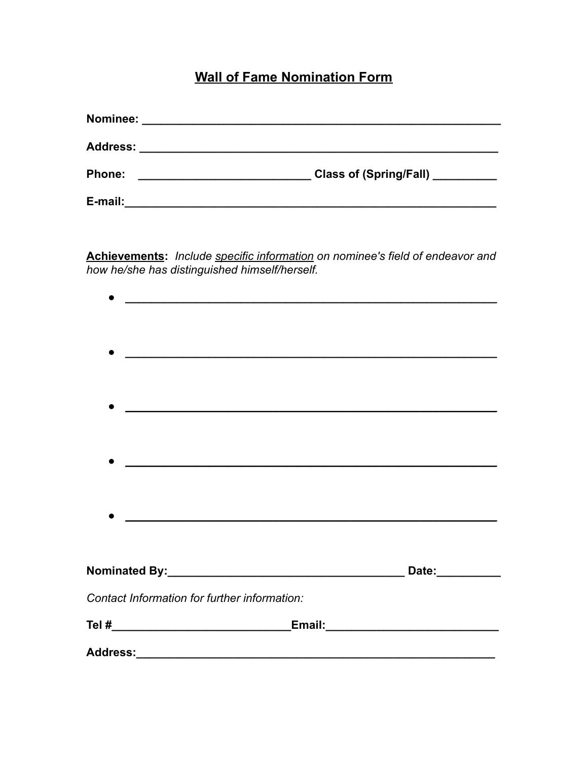# Wall of Fame Nomination Form

**Nominee:** ______________________________________________________

**Address:** ______________________________________________________

**Phone:** __________________________ **Class of (Spring/Fall)** __________

**E-mail:**________________________________________________________

**Achievements:** *Include specific information on nominee's field of endeavor and how he/she has distinguished himself/herself.*

- ________________________________________________________

- ________________________________________________________

- ________________________________________________________

- ________________________________________________________

- ________________________________________________________

**Nominated By:**___________________________________ **Date:**__________

*Contact Information for further information:*

**Tel #**___________________________**Email:**__________________________

**Address:**______________________________________________________